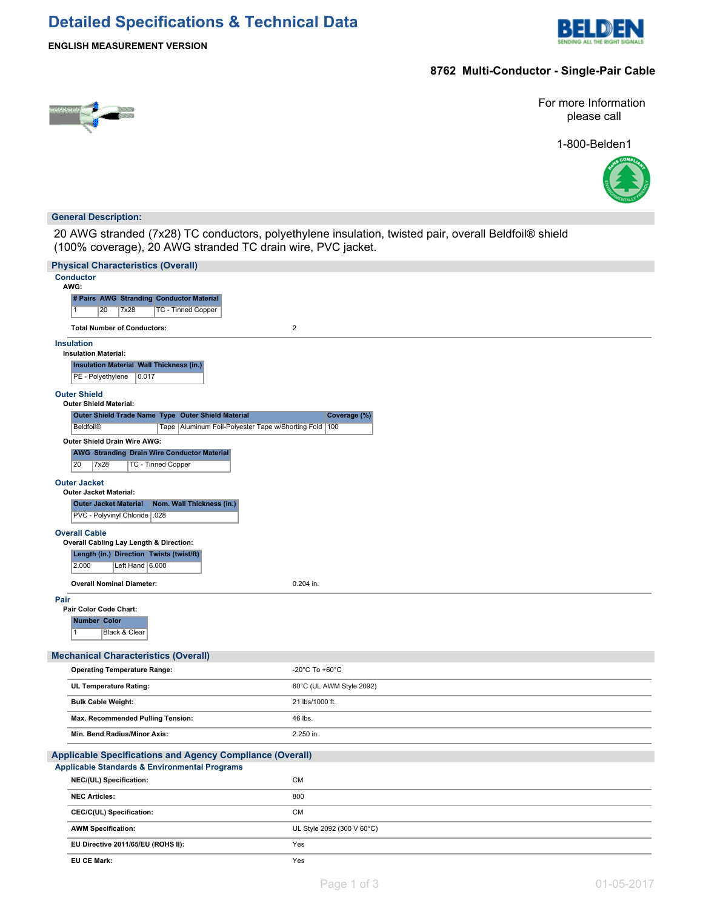# Detailed Specifications & Technical Data

**ENGLISH MEASUREMENT VERSION**

## 8762 Multi-Conductor - Single-Pair Cable

For more Information please call

1-800-Belden1

## General Description:

20 AWG stranded (7x28) TC conductors, polyethylene insulation, twisted pair, overall Beldfoil® shield (100% coverage), 20 AWG stranded TC drain wire, PVC jacket.

## Physical Characteristics (Overall)

### Conductor

**AWG:**

| # Pairs | AWG | Stranding | Conductor Material |
|---|---|---|---|
| 1 | 20 | 7x28 | TC - Tinned Copper |

**Total Number of Conductors:** 2

### Insulation

**Insulation Material:**

| Insulation Material | Wall Thickness (in.) |
|---|---|
| PE - Polyethylene | 0.017 |

### Outer Shield

**Outer Shield Material:**

| Outer Shield Trade Name | Type | Outer Shield Material | Coverage (%) |
|---|---|---|---|
| Beldfoil® | Tape | Aluminum Foil-Polyester Tape w/Shorting Fold | 100 |

**Outer Shield Drain Wire AWG:**

| AWG | Stranding | Drain Wire Conductor Material |
|---|---|---|
| 20 | 7x28 | TC - Tinned Copper |

### Outer Jacket

**Outer Jacket Material:**

| Outer Jacket Material | Nom. Wall Thickness (in.) |
|---|---|
| PVC - Polyvinyl Chloride | .028 |

### Overall Cable

**Overall Cabling Lay Length & Direction:**

| Length (in.) | Direction | Twists (twist/ft) |
|---|---|---|
| 2.000 | Left Hand | 6.000 |

**Overall Nominal Diameter:** 0.204 in.

### Pair

**Pair Color Code Chart:**

| Number | Color |
|---|---|
| 1 | Black & Clear |

## Mechanical Characteristics (Overall)

| | |
|---|---|
| **Operating Temperature Range:** | -20°C To +60°C |
| **UL Temperature Rating:** | 60°C (UL AWM Style 2092) |
| **Bulk Cable Weight:** | 21 lbs/1000 ft. |
| **Max. Recommended Pulling Tension:** | 46 lbs. |
| **Min. Bend Radius/Minor Axis:** | 2.250 in. |

## Applicable Specifications and Agency Compliance (Overall)

### Applicable Standards & Environmental Programs

| | |
|---|---|
| **NEC/(UL) Specification:** | CM |
| **NEC Articles:** | 800 |
| **CEC/C(UL) Specification:** | CM |
| **AWM Specification:** | UL Style 2092 (300 V 60°C) |
| **EU Directive 2011/65/EU (ROHS II):** | Yes |
| **EU CE Mark:** | Yes |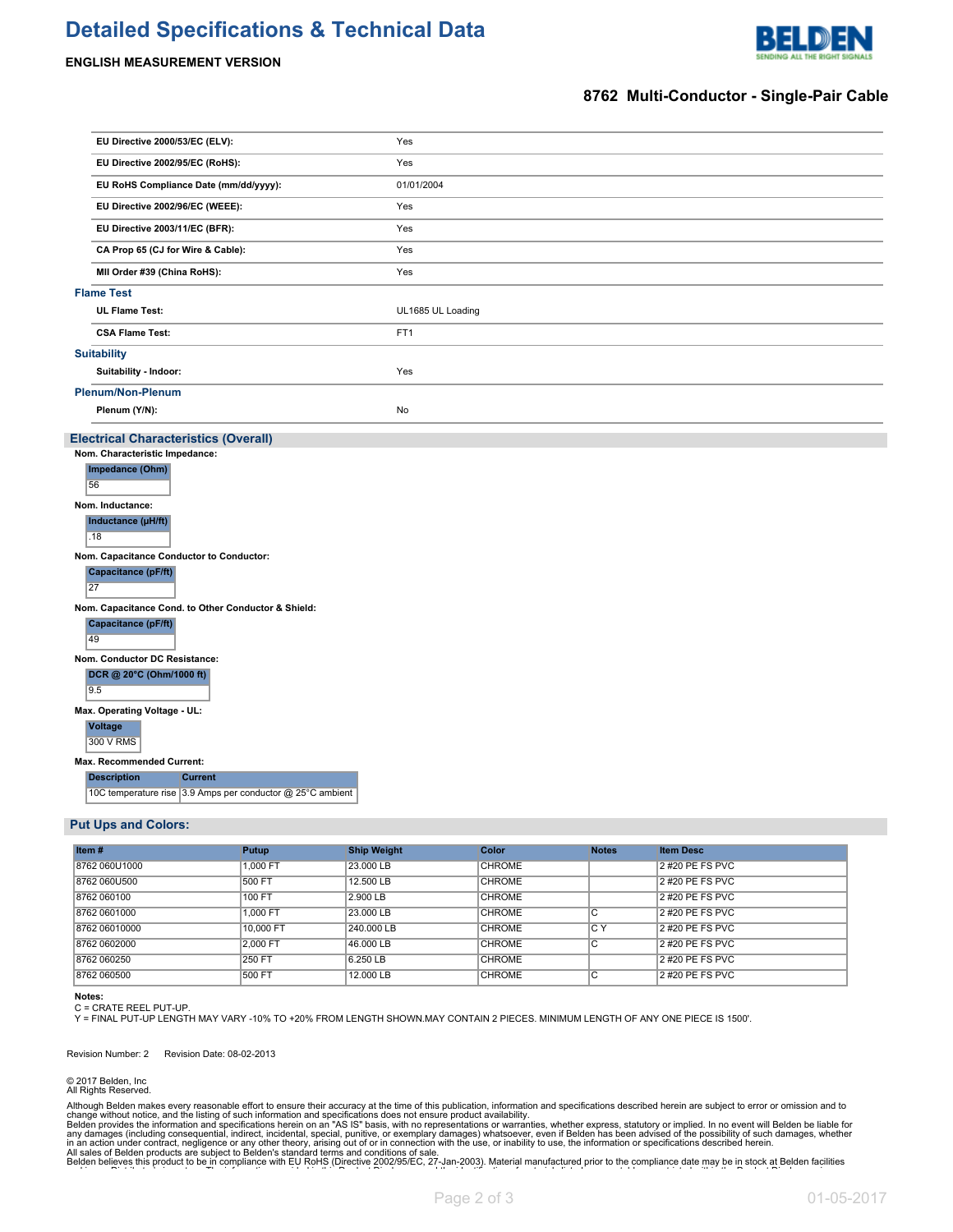# Detailed Specifications & Technical Data

**ENGLISH MEASUREMENT VERSION**

## 8762 Multi-Conductor - Single-Pair Cable

| | |
|---|---|
| **EU Directive 2000/53/EC (ELV):** | Yes |
| **EU Directive 2002/95/EC (RoHS):** | Yes |
| **EU RoHS Compliance Date (mm/dd/yyyy):** | 01/01/2004 |
| **EU Directive 2002/96/EC (WEEE):** | Yes |
| **EU Directive 2003/11/EC (BFR):** | Yes |
| **CA Prop 65 (CJ for Wire & Cable):** | Yes |
| **MII Order #39 (China RoHS):** | Yes |

### Flame Test

| | |
|---|---|
| **UL Flame Test:** | UL1685 UL Loading |
| **CSA Flame Test:** | FT1 |

### Suitability

| | |
|---|---|
| **Suitability - Indoor:** | Yes |

### Plenum/Non-Plenum

| | |
|---|---|
| **Plenum (Y/N):** | No |

## Electrical Characteristics (Overall)

**Nom. Characteristic Impedance:**

| Impedance (Ohm) |
|---|
| 56 |

**Nom. Inductance:**

| Inductance (µH/ft) |
|---|
| .18 |

**Nom. Capacitance Conductor to Conductor:**

| Capacitance (pF/ft) |
|---|
| 27 |

**Nom. Capacitance Cond. to Other Conductor & Shield:**

| Capacitance (pF/ft) |
|---|
| 49 |

**Nom. Conductor DC Resistance:**

| DCR @ 20°C (Ohm/1000 ft) |
|---|
| 9.5 |

**Max. Operating Voltage - UL:**

| Voltage |
|---|
| 300 V RMS |

**Max. Recommended Current:**

| Description | Current |
|---|---|
| 10C temperature rise | 3.9 Amps per conductor @ 25°C ambient |

## Put Ups and Colors:

| Item # | Putup | Ship Weight | Color | Notes | Item Desc |
|---|---|---|---|---|---|
| 8762 060U1000 | 1,000 FT | 23.000 LB | CHROME | | 2 #20 PE FS PVC |
| 8762 060U500 | 500 FT | 12.500 LB | CHROME | | 2 #20 PE FS PVC |
| 8762 060100 | 100 FT | 2.900 LB | CHROME | | 2 #20 PE FS PVC |
| 8762 0601000 | 1,000 FT | 23.000 LB | CHROME | C | 2 #20 PE FS PVC |
| 8762 06010000 | 10,000 FT | 240.000 LB | CHROME | C Y | 2 #20 PE FS PVC |
| 8762 0602000 | 2,000 FT | 46.000 LB | CHROME | C | 2 #20 PE FS PVC |
| 8762 060250 | 250 FT | 6.250 LB | CHROME | | 2 #20 PE FS PVC |
| 8762 060500 | 500 FT | 12.000 LB | CHROME | C | 2 #20 PE FS PVC |

**Notes:**

C = CRATE REEL PUT-UP.

Y = FINAL PUT-UP LENGTH MAY VARY -10% TO +20% FROM LENGTH SHOWN.MAY CONTAIN 2 PIECES. MINIMUM LENGTH OF ANY ONE PIECE IS 1500'.

Revision Number: 2 Revision Date: 08-02-2013

© 2017 Belden, Inc
All Rights Reserved.

Although Belden makes every reasonable effort to ensure their accuracy at the time of this publication, information and specifications described herein are subject to error or omission and to change without notice, and the listing of such information and specifications does not ensure product availability.
Belden provides the information and specifications herein on an "AS IS" basis, with no representations or warranties, whether express, statutory or implied. In no event will Belden be liable for any damages (including consequential, indirect, incidental, special, punitive, or exemplary damages) whatsoever, even if Belden has been advised of the possibility of such damages, whether in an action under contract, negligence or any other theory, arising out of or in connection with the use, or inability to use, the information or specifications described herein.
All sales of Belden products are subject to Belden's standard terms and conditions of sale.
Belden believes this product to be in compliance with EU RoHS (Directive 2002/95/EC, 27-Jan-2003). Material manufactured prior to the compliance date may be in stock at Belden facilities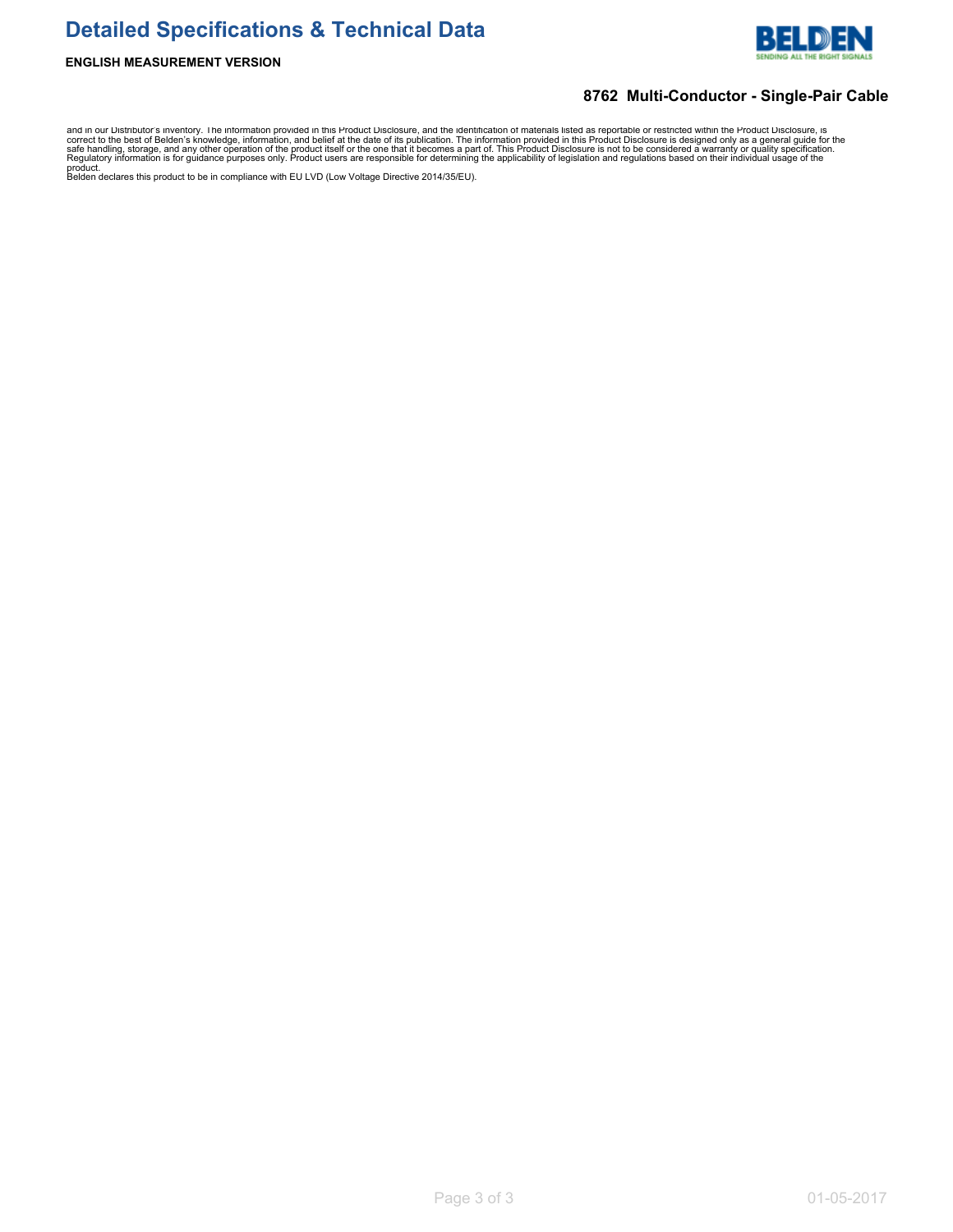and in our Distributor's inventory. The information provided in this Product Disclosure, and the identification of materials listed as reportable or restricted within the Product Disclosure, is correct to the best of Belden's knowledge, information, and belief at the date of its publication. The information provided in this Product Disclosure is designed only as a general guide for the safe handling, storage, and any other operation of the product itself or the one that it becomes a part of. This Product Disclosure is not to be considered a warranty or quality specification. Regulatory information is for guidance purposes only. Product users are responsible for determining the applicability of legislation and regulations based on their individual usage of the product.

Belden declares this product to be in compliance with EU LVD (Low Voltage Directive 2014/35/EU).